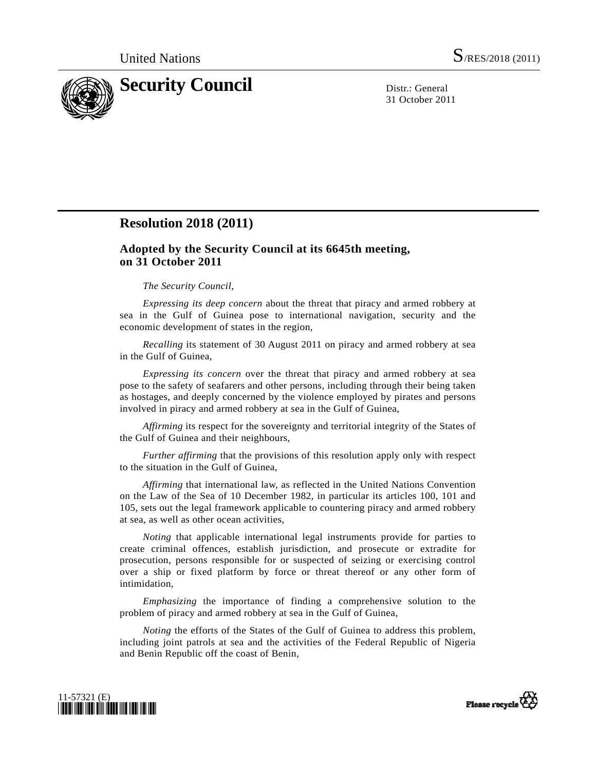United Nations S/RES/2018 (2011)

# Security Council

Distr.: General
31 October 2011

## Resolution 2018 (2011)

### Adopted by the Security Council at its 6645th meeting, on 31 October 2011

*The Security Council*,

*Expressing its deep concern* about the threat that piracy and armed robbery at sea in the Gulf of Guinea pose to international navigation, security and the economic development of states in the region,

*Recalling* its statement of 30 August 2011 on piracy and armed robbery at sea in the Gulf of Guinea,

*Expressing its concern* over the threat that piracy and armed robbery at sea pose to the safety of seafarers and other persons, including through their being taken as hostages, and deeply concerned by the violence employed by pirates and persons involved in piracy and armed robbery at sea in the Gulf of Guinea,

*Affirming* its respect for the sovereignty and territorial integrity of the States of the Gulf of Guinea and their neighbours,

*Further affirming* that the provisions of this resolution apply only with respect to the situation in the Gulf of Guinea,

*Affirming* that international law, as reflected in the United Nations Convention on the Law of the Sea of 10 December 1982, in particular its articles 100, 101 and 105, sets out the legal framework applicable to countering piracy and armed robbery at sea, as well as other ocean activities,

*Noting* that applicable international legal instruments provide for parties to create criminal offences, establish jurisdiction, and prosecute or extradite for prosecution, persons responsible for or suspected of seizing or exercising control over a ship or fixed platform by force or threat thereof or any other form of intimidation,

*Emphasizing* the importance of finding a comprehensive solution to the problem of piracy and armed robbery at sea in the Gulf of Guinea,

*Noting* the efforts of the States of the Gulf of Guinea to address this problem, including joint patrols at sea and the activities of the Federal Republic of Nigeria and Benin Republic off the coast of Benin,

11-57321 (E)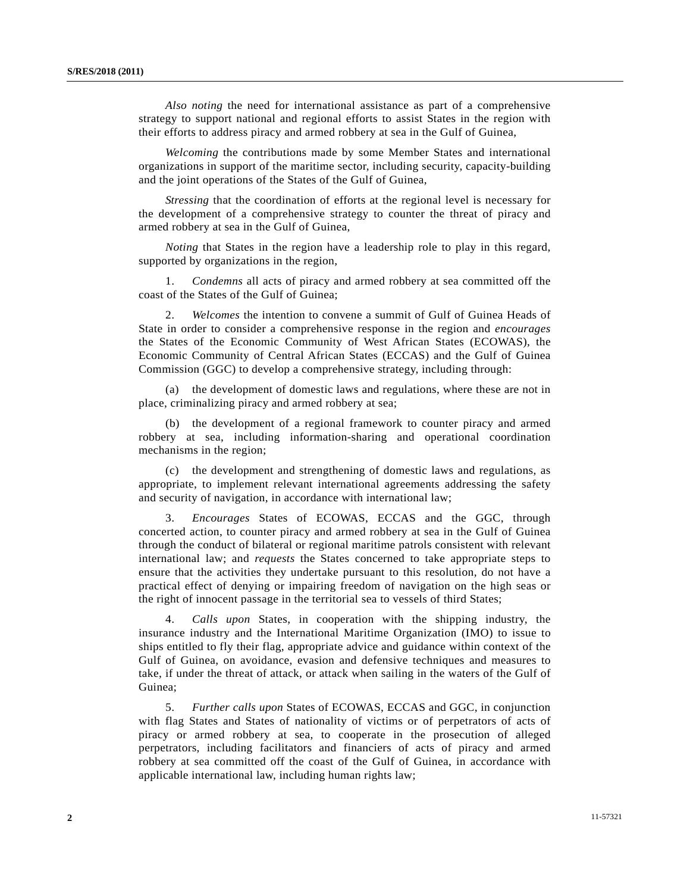*Also noting* the need for international assistance as part of a comprehensive strategy to support national and regional efforts to assist States in the region with their efforts to address piracy and armed robbery at sea in the Gulf of Guinea,

*Welcoming* the contributions made by some Member States and international organizations in support of the maritime sector, including security, capacity-building and the joint operations of the States of the Gulf of Guinea,

*Stressing* that the coordination of efforts at the regional level is necessary for the development of a comprehensive strategy to counter the threat of piracy and armed robbery at sea in the Gulf of Guinea,

*Noting* that States in the region have a leadership role to play in this regard, supported by organizations in the region,

1. *Condemns* all acts of piracy and armed robbery at sea committed off the coast of the States of the Gulf of Guinea;

2. *Welcomes* the intention to convene a summit of Gulf of Guinea Heads of State in order to consider a comprehensive response in the region and *encourages* the States of the Economic Community of West African States (ECOWAS), the Economic Community of Central African States (ECCAS) and the Gulf of Guinea Commission (GGC) to develop a comprehensive strategy, including through:

(a) the development of domestic laws and regulations, where these are not in place, criminalizing piracy and armed robbery at sea;

(b) the development of a regional framework to counter piracy and armed robbery at sea, including information-sharing and operational coordination mechanisms in the region;

(c) the development and strengthening of domestic laws and regulations, as appropriate, to implement relevant international agreements addressing the safety and security of navigation, in accordance with international law;

3. *Encourages* States of ECOWAS, ECCAS and the GGC, through concerted action, to counter piracy and armed robbery at sea in the Gulf of Guinea through the conduct of bilateral or regional maritime patrols consistent with relevant international law; and *requests* the States concerned to take appropriate steps to ensure that the activities they undertake pursuant to this resolution, do not have a practical effect of denying or impairing freedom of navigation on the high seas or the right of innocent passage in the territorial sea to vessels of third States;

4. *Calls upon* States, in cooperation with the shipping industry, the insurance industry and the International Maritime Organization (IMO) to issue to ships entitled to fly their flag, appropriate advice and guidance within context of the Gulf of Guinea, on avoidance, evasion and defensive techniques and measures to take, if under the threat of attack, or attack when sailing in the waters of the Gulf of Guinea;

5. *Further calls upon* States of ECOWAS, ECCAS and GGC, in conjunction with flag States and States of nationality of victims or of perpetrators of acts of piracy or armed robbery at sea, to cooperate in the prosecution of alleged perpetrators, including facilitators and financiers of acts of piracy and armed robbery at sea committed off the coast of the Gulf of Guinea, in accordance with applicable international law, including human rights law;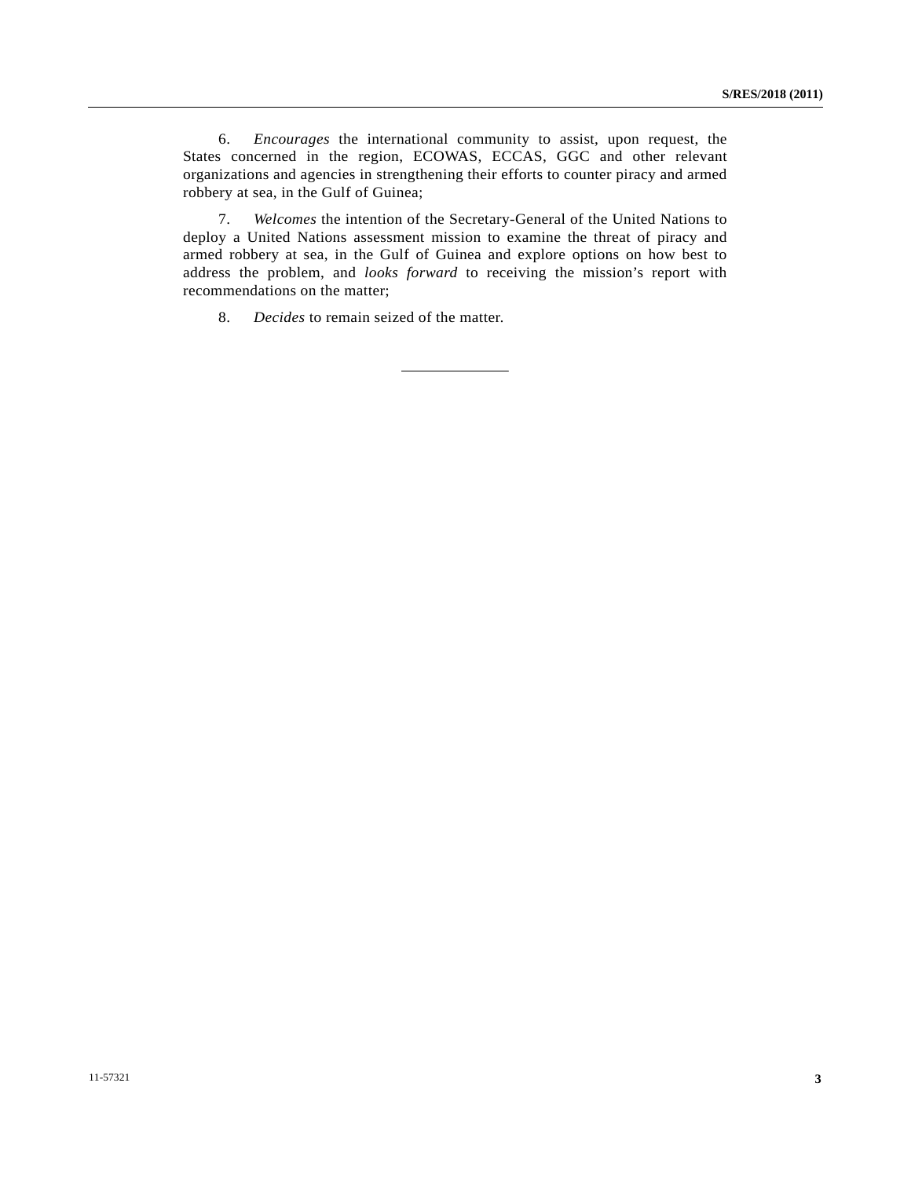6. *Encourages* the international community to assist, upon request, the States concerned in the region, ECOWAS, ECCAS, GGC and other relevant organizations and agencies in strengthening their efforts to counter piracy and armed robbery at sea, in the Gulf of Guinea;

7. *Welcomes* the intention of the Secretary-General of the United Nations to deploy a United Nations assessment mission to examine the threat of piracy and armed robbery at sea, in the Gulf of Guinea and explore options on how best to address the problem, and *looks forward* to receiving the mission's report with recommendations on the matter;

8. *Decides* to remain seized of the matter.